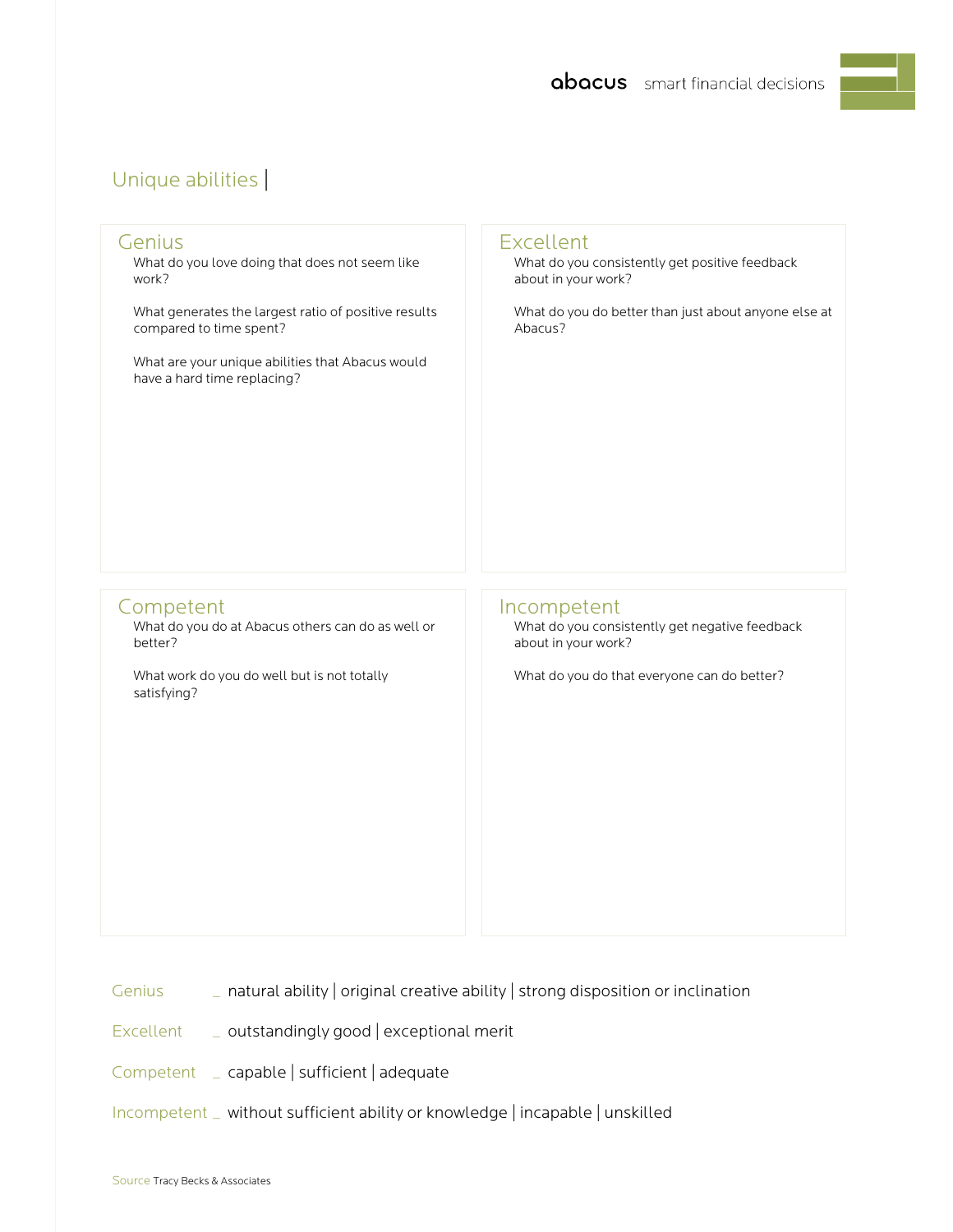abacus smart financial decisions

# Unique abilities |

## Genius

What do you love doing that does not seem like work?

What generates the largest ratio of positive results compared to time spent?

What are your unique abilities that Abacus would have a hard time replacing?

## Excellent

What do you consistently get positive feedback about in your work?

What do you do better than just about anyone else at Abacus?

## Competent

What do you do at Abacus others can do as well or better?

What work do you do well but is not totally satisfying?

## Incompetent

What do you consistently get negative feedback about in your work?

What do you do that everyone can do better?

Genius _ natural ability | original creative ability | strong disposition or inclination

Excellent _ outstandingly good | exceptional merit

Competent _ capable | sufficient | adequate

Incompetent _ without sufficient ability or knowledge | incapable | unskilled

Source Tracy Becks & Associates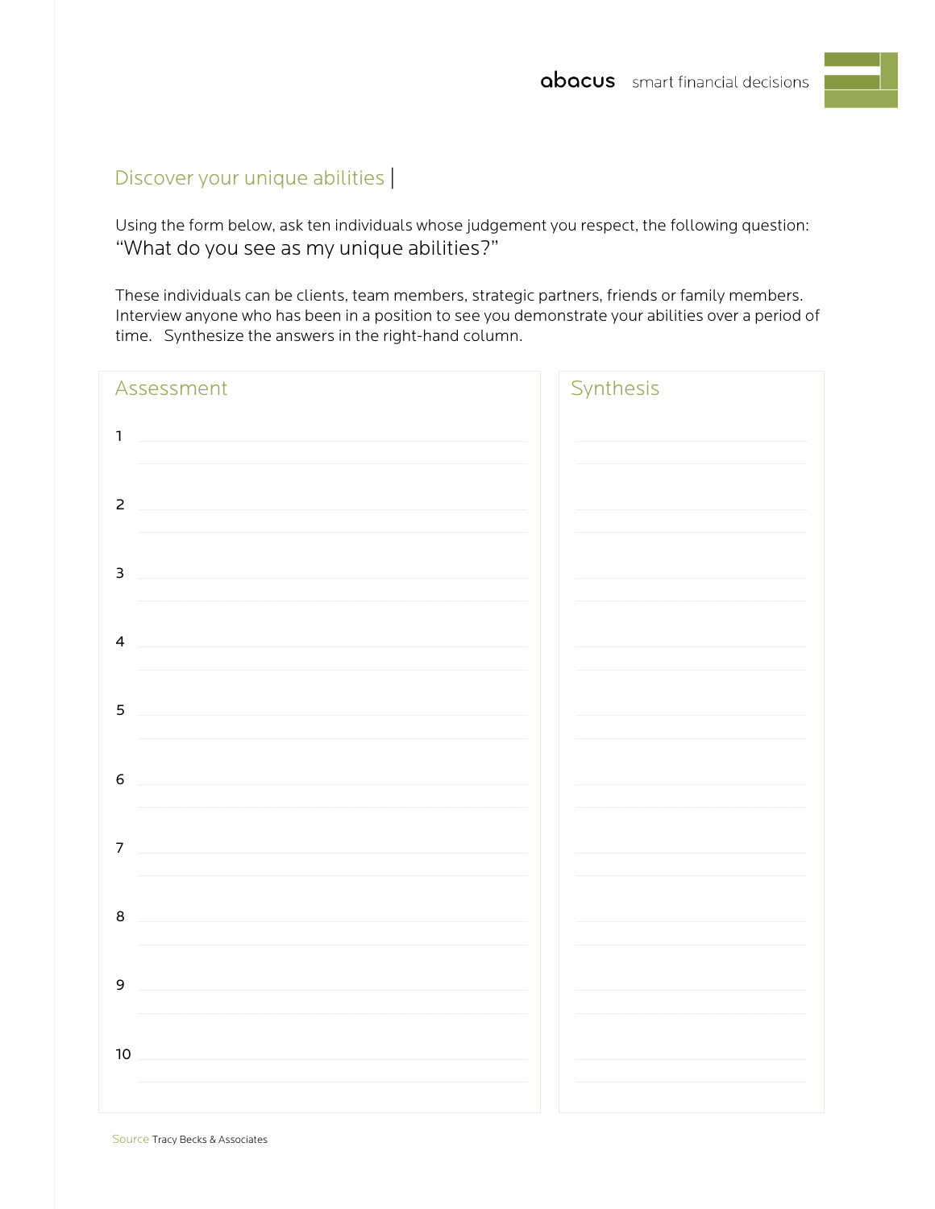## Discover your unique abilities |

Using the form below, ask ten individuals whose judgement you respect, the following question:
"What do you see as my unique abilities?"

These individuals can be clients, team members, strategic partners, friends or family members. Interview anyone who has been in a position to see you demonstrate your abilities over a period of time. Synthesize the answers in the right-hand column.

| Assessment | Synthesis |
| --- | --- |
| 1 | |
| 2 | |
| 3 | |
| 4 | |
| 5 | |
| 6 | |
| 7 | |
| 8 | |
| 9 | |
| 10 | |

Source Tracy Becks & Associates